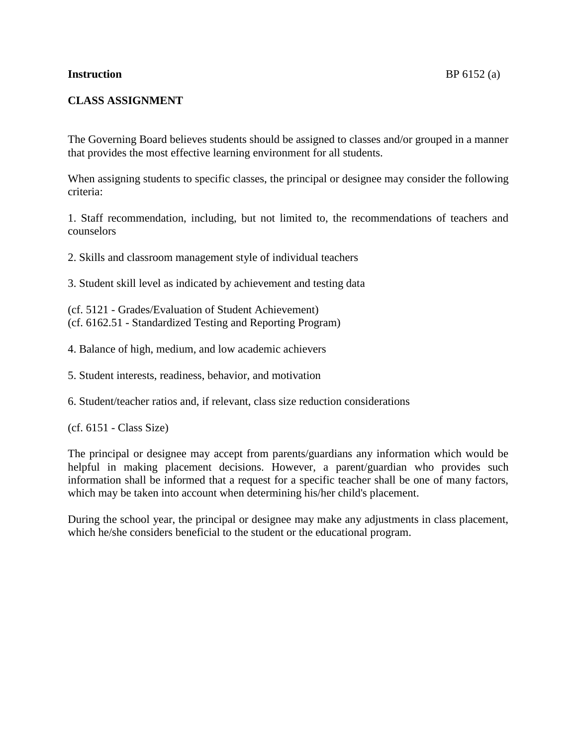**Instruction** BP 6152 (a)

**CLASS ASSIGNMENT**

The Governing Board believes students should be assigned to classes and/or grouped in a manner that provides the most effective learning environment for all students.

When assigning students to specific classes, the principal or designee may consider the following criteria:

1. Staff recommendation, including, but not limited to, the recommendations of teachers and counselors

2. Skills and classroom management style of individual teachers

3. Student skill level as indicated by achievement and testing data

(cf. 5121 - Grades/Evaluation of Student Achievement)
(cf. 6162.51 - Standardized Testing and Reporting Program)

4. Balance of high, medium, and low academic achievers

5. Student interests, readiness, behavior, and motivation

6. Student/teacher ratios and, if relevant, class size reduction considerations

(cf. 6151 - Class Size)

The principal or designee may accept from parents/guardians any information which would be helpful in making placement decisions. However, a parent/guardian who provides such information shall be informed that a request for a specific teacher shall be one of many factors, which may be taken into account when determining his/her child's placement.

During the school year, the principal or designee may make any adjustments in class placement, which he/she considers beneficial to the student or the educational program.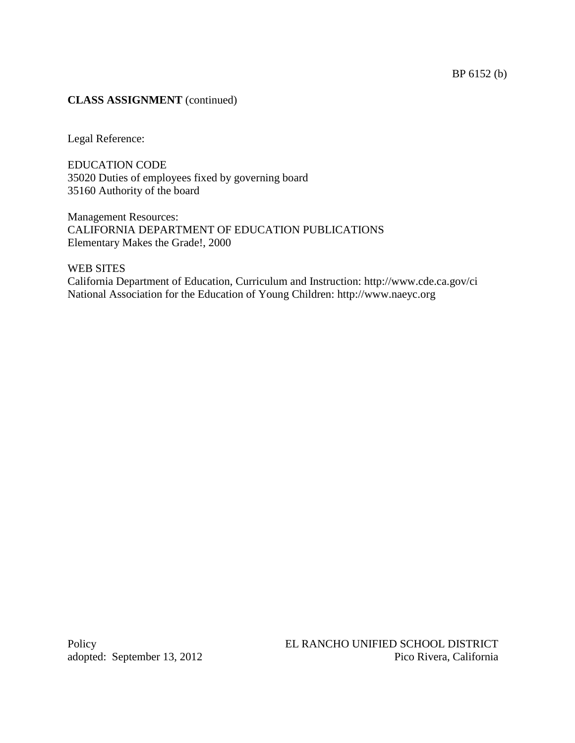**CLASS ASSIGNMENT** (continued)

Legal Reference:

EDUCATION CODE
35020 Duties of employees fixed by governing board
35160 Authority of the board

Management Resources:
CALIFORNIA DEPARTMENT OF EDUCATION PUBLICATIONS
Elementary Makes the Grade!, 2000

WEB SITES
California Department of Education, Curriculum and Instruction: http://www.cde.ca.gov/ci
National Association for the Education of Young Children: http://www.naeyc.org

Policy
adopted: September 13, 2012

EL RANCHO UNIFIED SCHOOL DISTRICT
Pico Rivera, California